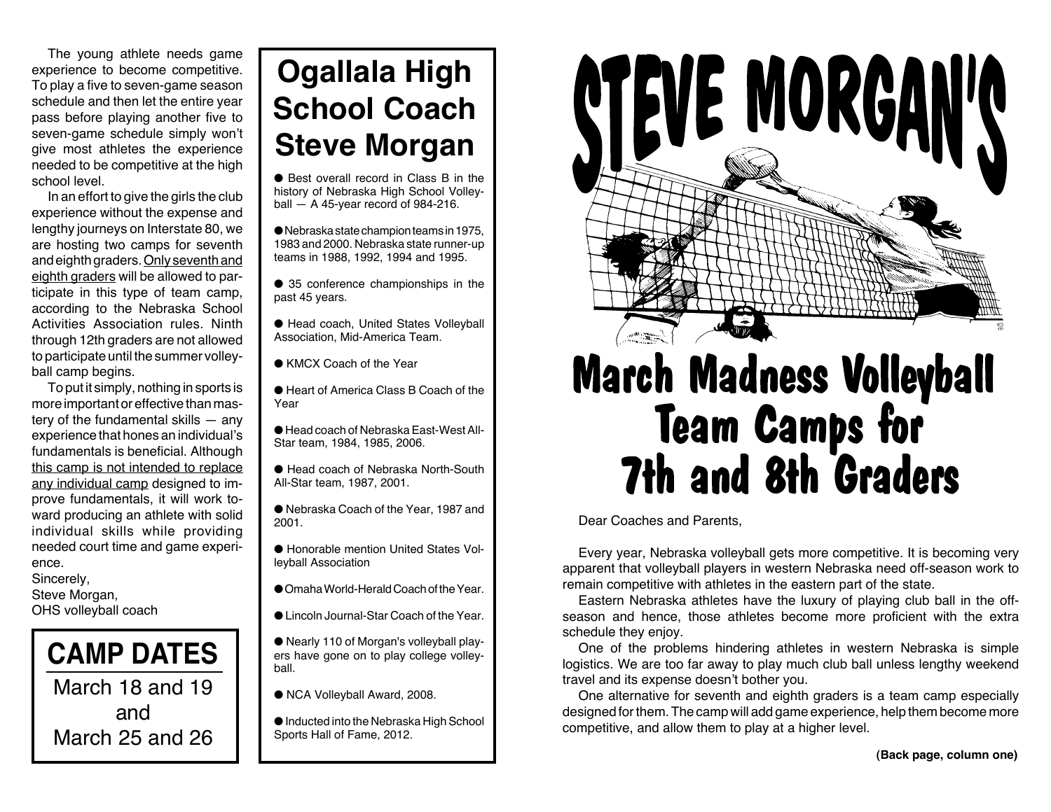# STEVE MORGAN'S

# March Madness Volleyball Team Camps for 7th and 8th Graders

Dear Coaches and Parents,

Every year, Nebraska volleyball gets more competitive. It is becoming very apparent that volleyball players in western Nebraska need off-season work to remain competitive with athletes in the eastern part of the state.

Eastern Nebraska athletes have the luxury of playing club ball in the off-season and hence, those athletes become more proficient with the extra schedule they enjoy.

One of the problems hindering athletes in western Nebraska is simple logistics. We are too far away to play much club ball unless lengthy weekend travel and its expense doesn't bother you.

One alternative for seventh and eighth graders is a team camp especially designed for them. The camp will add game experience, help them become more competitive, and allow them to play at a higher level.

The young athlete needs game experience to become competitive. To play a five to seven-game season schedule and then let the entire year pass before playing another five to seven-game schedule simply won't give most athletes the experience needed to be competitive at the high school level.

In an effort to give the girls the club experience without the expense and lengthy journeys on Interstate 80, we are hosting two camps for seventh and eighth graders. Only seventh and eighth graders will be allowed to participate in this type of team camp, according to the Nebraska School Activities Association rules. Ninth through 12th graders are not allowed to participate until the summer volleyball camp begins.

To put it simply, nothing in sports is more important or effective than mastery of the fundamental skills — any experience that hones an individual's fundamentals is beneficial. Although this camp is not intended to replace any individual camp designed to improve fundamentals, it will work toward producing an athlete with solid individual skills while providing needed court time and game experience.

Sincerely,
Steve Morgan,
OHS volleyball coach

## CAMP DATES

March 18 and 19
and
March 25 and 26

## Ogallala High School Coach Steve Morgan

- Best overall record in Class B in the history of Nebraska High School Volleyball — A 45-year record of 984-216.
- Nebraska state champion teams in 1975, 1983 and 2000. Nebraska state runner-up teams in 1988, 1992, 1994 and 1995.
- 35 conference championships in the past 45 years.
- Head coach, United States Volleyball Association, Mid-America Team.
- KMCX Coach of the Year
- Heart of America Class B Coach of the Year
- Head coach of Nebraska East-West All-Star team, 1984, 1985, 2006.
- Head coach of Nebraska North-South All-Star team, 1987, 2001.
- Nebraska Coach of the Year, 1987 and 2001.
- Honorable mention United States Volleyball Association
- Omaha World-Herald Coach of the Year.
- Lincoln Journal-Star Coach of the Year.
- Nearly 110 of Morgan's volleyball players have gone on to play college volleyball.
- NCA Volleyball Award, 2008.
- Inducted into the Nebraska High School Sports Hall of Fame, 2012.

**(Back page, column one)**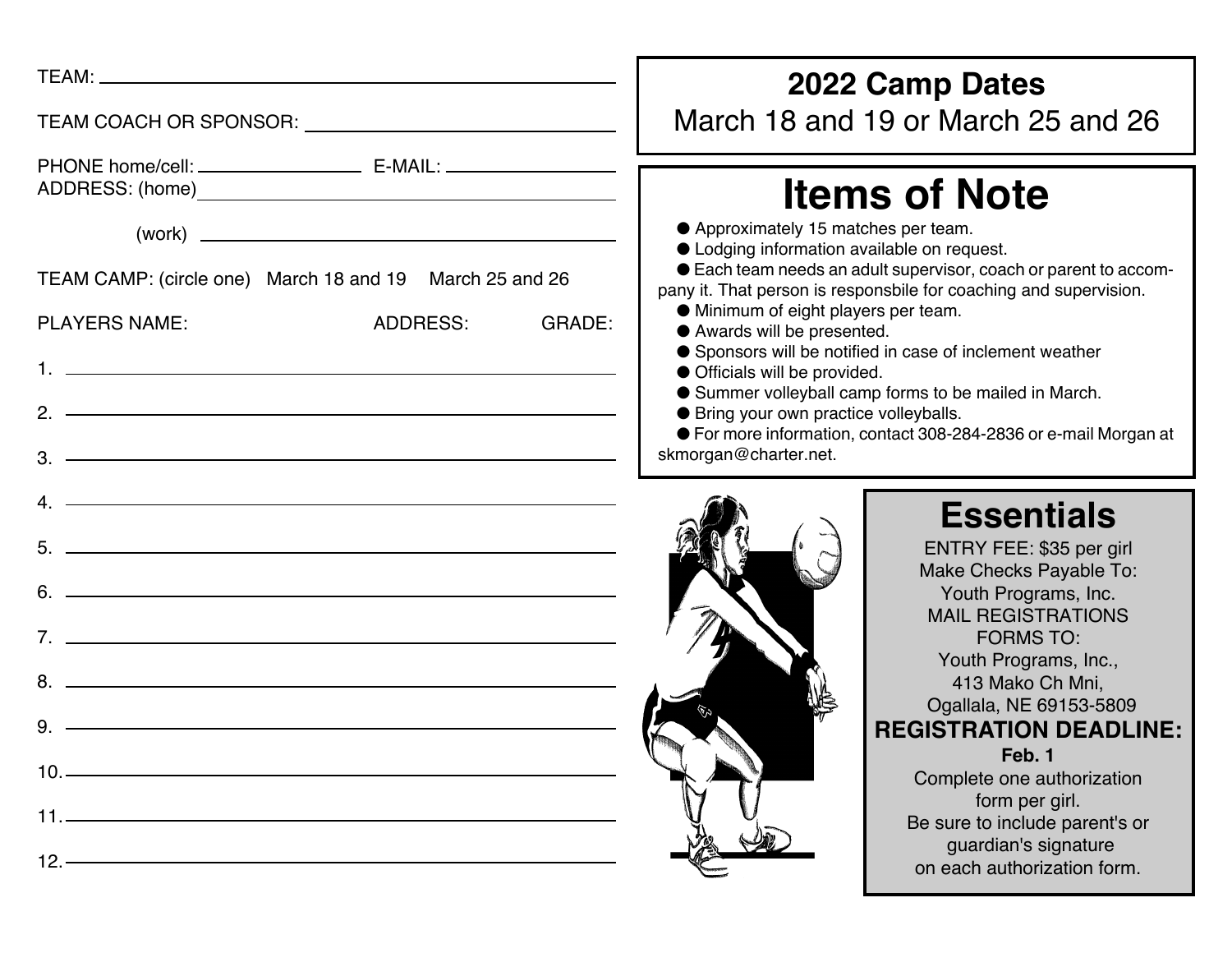TEAM: ____________________________________________

TEAM COACH OR SPONSOR: ____________________________

PHONE home/cell: ______________ E-MAIL: ______________

ADDRESS: (home) ____________________________________

(work) ____________________________________

TEAM CAMP: (circle one) March 18 and 19 March 25 and 26

| PLAYERS NAME: | ADDRESS: | GRADE: |
|---|---|---|
| 1. | | |
| 2. | | |
| 3. | | |
| 4. | | |
| 5. | | |
| 6. | | |
| 7. | | |
| 8. | | |
| 9. | | |
| 10. | | |
| 11. | | |
| 12. | | |

## 2022 Camp Dates

March 18 and 19 or March 25 and 26

# Items of Note

- Approximately 15 matches per team.
- Lodging information available on request.
- Each team needs an adult supervisor, coach or parent to accompany it. That person is responsbile for coaching and supervision.
- Minimum of eight players per team.
- Awards will be presented.
- Sponsors will be notified in case of inclement weather
- Officials will be provided.
- Summer volleyball camp forms to be mailed in March.
- Bring your own practice volleyballs.
- For more information, contact 308-284-2836 or e-mail Morgan at skmorgan@charter.net.

# Essentials

ENTRY FEE: $35 per girl

Make Checks Payable To:
Youth Programs, Inc.

MAIL REGISTRATIONS FORMS TO:
Youth Programs, Inc.,
413 Mako Ch Mni,
Ogallala, NE 69153-5809

**REGISTRATION DEADLINE:**

**Feb. 1**

Complete one authorization form per girl.
Be sure to include parent's or guardian's signature on each authorization form.